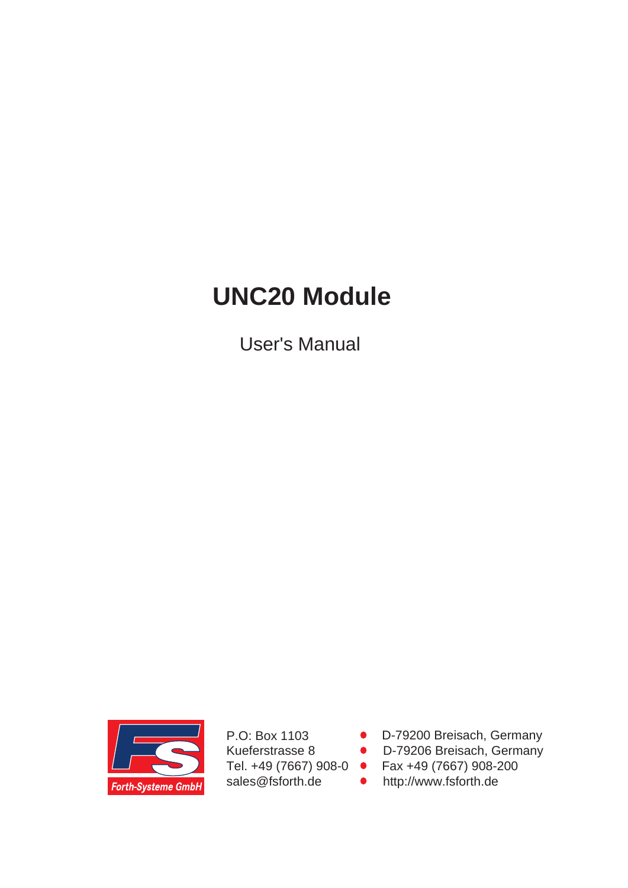# UNC20 Module

User's Manual

Forth-Systeme GmbH

P.O: Box 1103
Kueferstrasse 8
Tel. +49 (7667) 908-0
sales@fsforth.de

- D-79200 Breisach, Germany
- D-79206 Breisach, Germany
- Fax +49 (7667) 908-200
- http://www.fsforth.de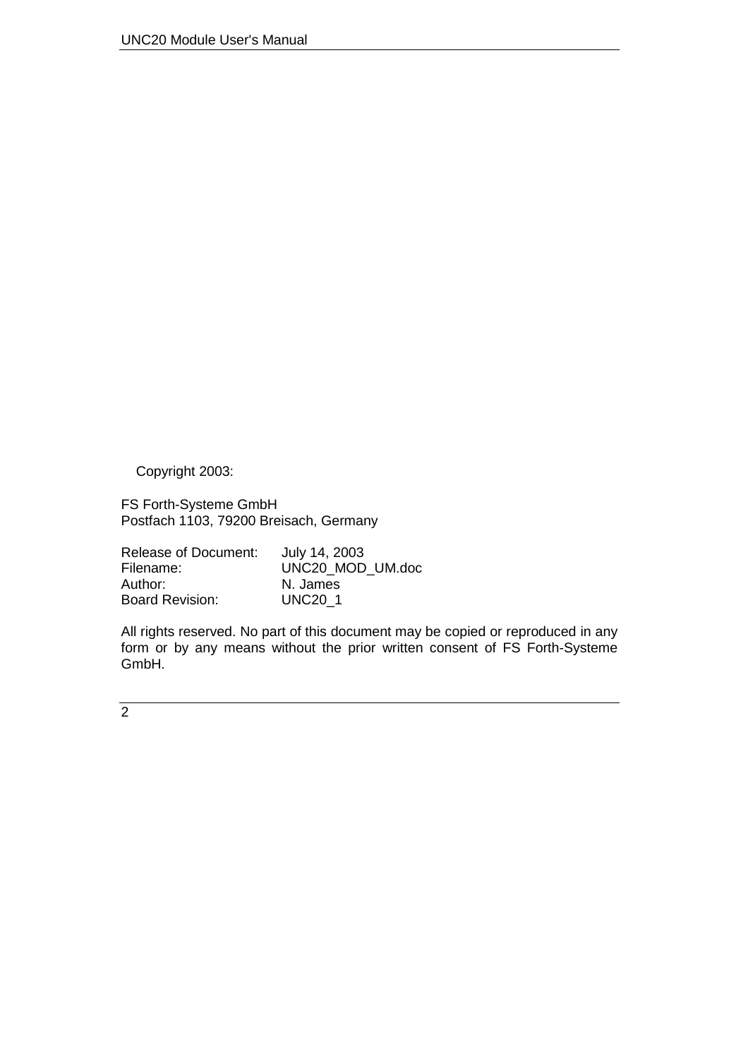Copyright 2003:

FS Forth-Systeme GmbH
Postfach 1103, 79200 Breisach, Germany

| | |
|---|---|
| Release of Document: | July 14, 2003 |
| Filename: | UNC20_MOD_UM.doc |
| Author: | N. James |
| Board Revision: | UNC20_1 |

All rights reserved. No part of this document may be copied or reproduced in any form or by any means without the prior written consent of FS Forth-Systeme GmbH.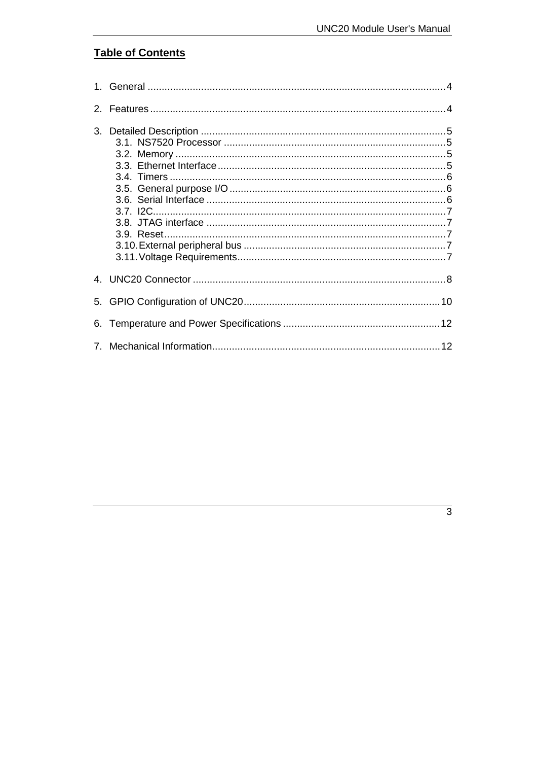## Table of Contents

1. General ..........................................................................................................4

2. Features ........................................................................................................4

3. Detailed Description ......................................................................................5
   - 3.1. NS7520 Processor ...............................................................................5
   - 3.2. Memory ................................................................................................5
   - 3.3. Ethernet Interface .................................................................................5
   - 3.4. Timers ..................................................................................................6
   - 3.5. General purpose I/O .............................................................................6
   - 3.6. Serial Interface .....................................................................................6
   - 3.7. I2C........................................................................................................7
   - 3.8. JTAG interface .....................................................................................7
   - 3.9. Reset....................................................................................................7
   - 3.10. External peripheral bus ......................................................................7
   - 3.11. Voltage Requirements.........................................................................7

4. UNC20 Connector ..........................................................................................8

5. GPIO Configuration of UNC20 .....................................................................10

6. Temperature and Power Specifications ........................................................12

7. Mechanical Information.................................................................................12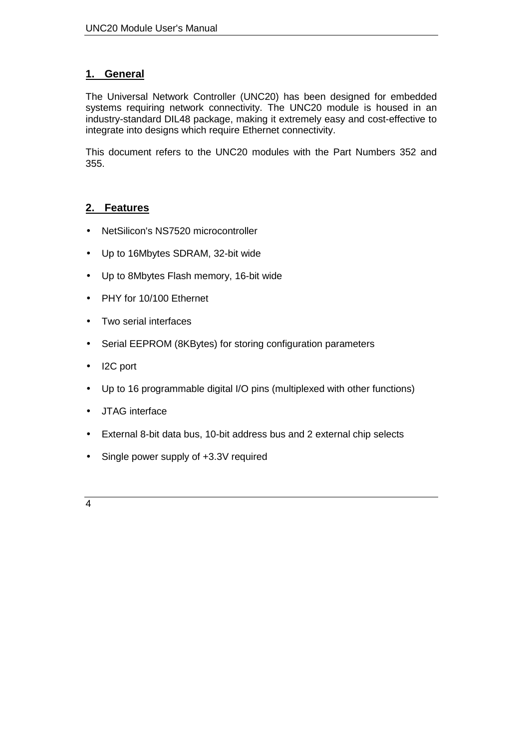## 1. General

The Universal Network Controller (UNC20) has been designed for embedded systems requiring network connectivity. The UNC20 module is housed in an industry-standard DIL48 package, making it extremely easy and cost-effective to integrate into designs which require Ethernet connectivity.

This document refers to the UNC20 modules with the Part Numbers 352 and 355.

## 2. Features

- NetSilicon's NS7520 microcontroller
- Up to 16Mbytes SDRAM, 32-bit wide
- Up to 8Mbytes Flash memory, 16-bit wide
- PHY for 10/100 Ethernet
- Two serial interfaces
- Serial EEPROM (8KBytes) for storing configuration parameters
- I2C port
- Up to 16 programmable digital I/O pins (multiplexed with other functions)
- JTAG interface
- External 8-bit data bus, 10-bit address bus and 2 external chip selects
- Single power supply of +3.3V required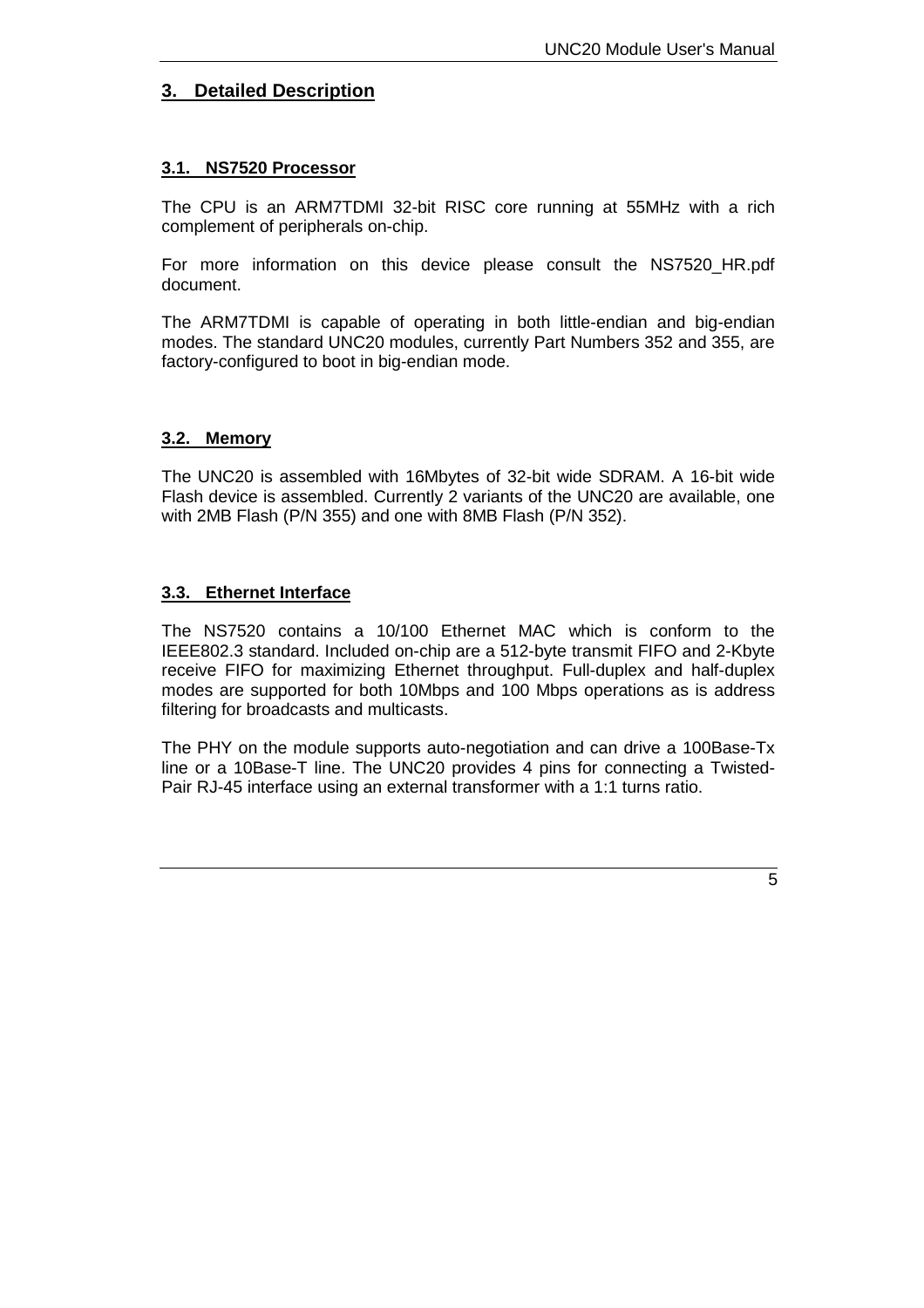# 3. Detailed Description

## 3.1. NS7520 Processor

The CPU is an ARM7TDMI 32-bit RISC core running at 55MHz with a rich complement of peripherals on-chip.

For more information on this device please consult the NS7520_HR.pdf document.

The ARM7TDMI is capable of operating in both little-endian and big-endian modes. The standard UNC20 modules, currently Part Numbers 352 and 355, are factory-configured to boot in big-endian mode.

## 3.2. Memory

The UNC20 is assembled with 16Mbytes of 32-bit wide SDRAM. A 16-bit wide Flash device is assembled. Currently 2 variants of the UNC20 are available, one with 2MB Flash (P/N 355) and one with 8MB Flash (P/N 352).

## 3.3. Ethernet Interface

The NS7520 contains a 10/100 Ethernet MAC which is conform to the IEEE802.3 standard. Included on-chip are a 512-byte transmit FIFO and 2-Kbyte receive FIFO for maximizing Ethernet throughput. Full-duplex and half-duplex modes are supported for both 10Mbps and 100 Mbps operations as is address filtering for broadcasts and multicasts.

The PHY on the module supports auto-negotiation and can drive a 100Base-Tx line or a 10Base-T line. The UNC20 provides 4 pins for connecting a Twisted-Pair RJ-45 interface using an external transformer with a 1:1 turns ratio.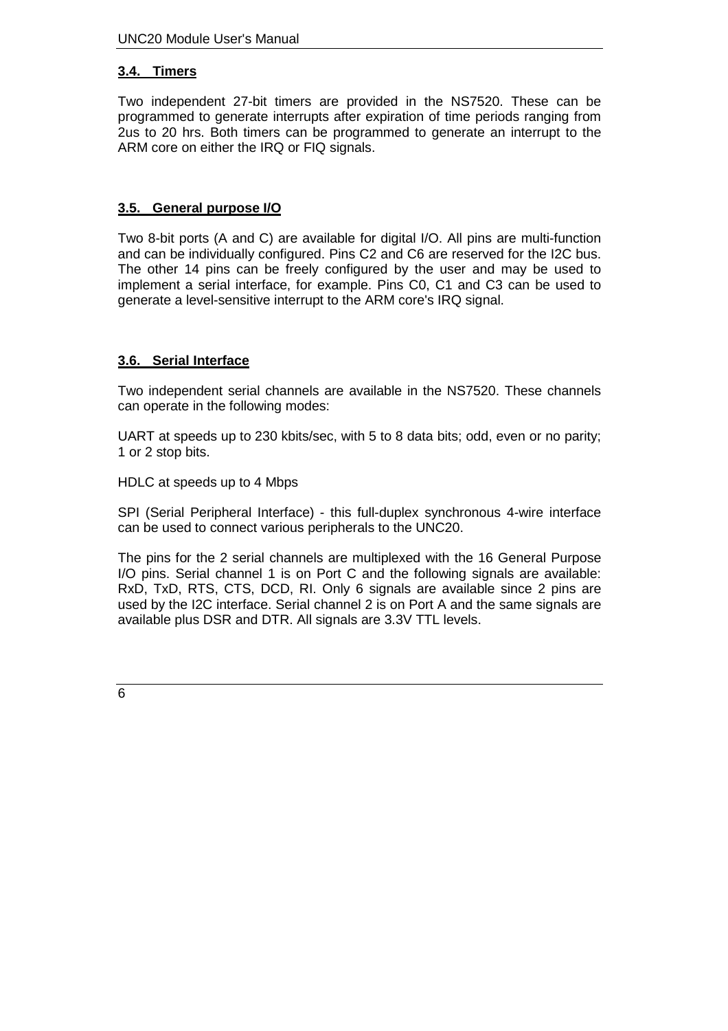### 3.4. Timers

Two independent 27-bit timers are provided in the NS7520. These can be programmed to generate interrupts after expiration of time periods ranging from 2us to 20 hrs. Both timers can be programmed to generate an interrupt to the ARM core on either the IRQ or FIQ signals.

### 3.5. General purpose I/O

Two 8-bit ports (A and C) are available for digital I/O. All pins are multi-function and can be individually configured. Pins C2 and C6 are reserved for the I2C bus. The other 14 pins can be freely configured by the user and may be used to implement a serial interface, for example. Pins C0, C1 and C3 can be used to generate a level-sensitive interrupt to the ARM core's IRQ signal.

### 3.6. Serial Interface

Two independent serial channels are available in the NS7520. These channels can operate in the following modes:

UART at speeds up to 230 kbits/sec, with 5 to 8 data bits; odd, even or no parity; 1 or 2 stop bits.

HDLC at speeds up to 4 Mbps

SPI (Serial Peripheral Interface) - this full-duplex synchronous 4-wire interface can be used to connect various peripherals to the UNC20.

The pins for the 2 serial channels are multiplexed with the 16 General Purpose I/O pins. Serial channel 1 is on Port C and the following signals are available: RxD, TxD, RTS, CTS, DCD, RI. Only 6 signals are available since 2 pins are used by the I2C interface. Serial channel 2 is on Port A and the same signals are available plus DSR and DTR. All signals are 3.3V TTL levels.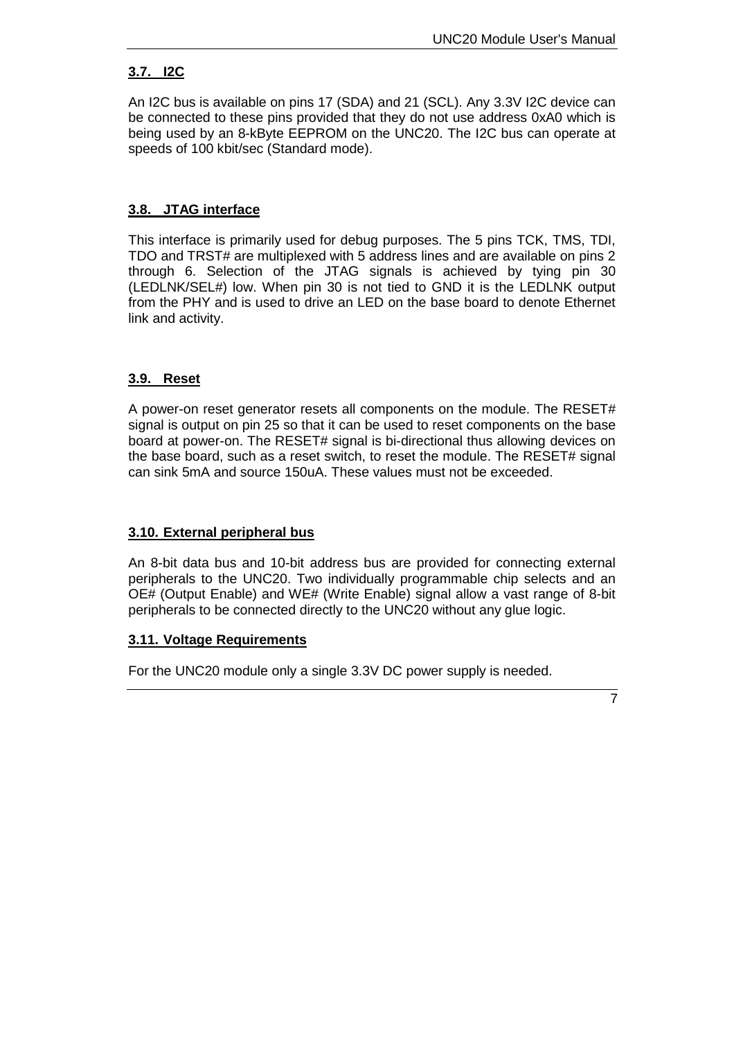### 3.7. I2C

An I2C bus is available on pins 17 (SDA) and 21 (SCL). Any 3.3V I2C device can be connected to these pins provided that they do not use address 0xA0 which is being used by an 8-kByte EEPROM on the UNC20. The I2C bus can operate at speeds of 100 kbit/sec (Standard mode).

### 3.8. JTAG interface

This interface is primarily used for debug purposes. The 5 pins TCK, TMS, TDI, TDO and TRST# are multiplexed with 5 address lines and are available on pins 2 through 6. Selection of the JTAG signals is achieved by tying pin 30 (LEDLNK/SEL#) low. When pin 30 is not tied to GND it is the LEDLNK output from the PHY and is used to drive an LED on the base board to denote Ethernet link and activity.

### 3.9. Reset

A power-on reset generator resets all components on the module. The RESET# signal is output on pin 25 so that it can be used to reset components on the base board at power-on. The RESET# signal is bi-directional thus allowing devices on the base board, such as a reset switch, to reset the module. The RESET# signal can sink 5mA and source 150uA. These values must not be exceeded.

### 3.10. External peripheral bus

An 8-bit data bus and 10-bit address bus are provided for connecting external peripherals to the UNC20. Two individually programmable chip selects and an OE# (Output Enable) and WE# (Write Enable) signal allow a vast range of 8-bit peripherals to be connected directly to the UNC20 without any glue logic.

### 3.11. Voltage Requirements

For the UNC20 module only a single 3.3V DC power supply is needed.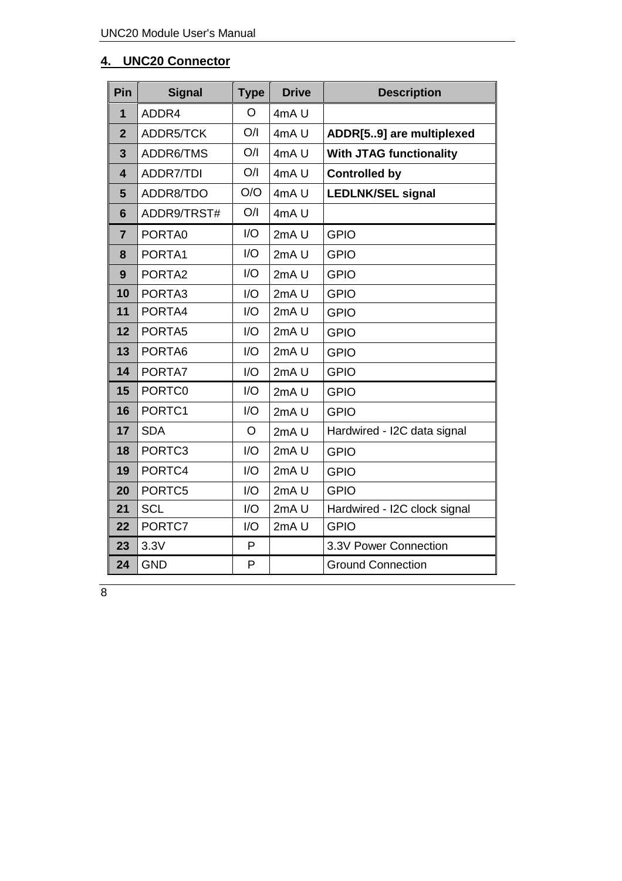## 4. UNC20 Connector

| Pin | Signal | Type | Drive | Description |
|---|---|---|---|---|
| **1** | ADDR4 | O | 4mA U | |
| **2** | ADDR5/TCK | O/I | 4mA U | **ADDR[5..9] are multiplexed** |
| **3** | ADDR6/TMS | O/I | 4mA U | **With JTAG functionality** |
| **4** | ADDR7/TDI | O/I | 4mA U | **Controlled by** |
| **5** | ADDR8/TDO | O/O | 4mA U | **LEDLNK/SEL signal** |
| **6** | ADDR9/TRST# | O/I | 4mA U | |
| **7** | PORTA0 | I/O | 2mA U | GPIO |
| **8** | PORTA1 | I/O | 2mA U | GPIO |
| **9** | PORTA2 | I/O | 2mA U | GPIO |
| **10** | PORTA3 | I/O | 2mA U | GPIO |
| **11** | PORTA4 | I/O | 2mA U | GPIO |
| **12** | PORTA5 | I/O | 2mA U | GPIO |
| **13** | PORTA6 | I/O | 2mA U | GPIO |
| **14** | PORTA7 | I/O | 2mA U | GPIO |
| **15** | PORTC0 | I/O | 2mA U | GPIO |
| **16** | PORTC1 | I/O | 2mA U | GPIO |
| **17** | SDA | O | 2mA U | Hardwired - I2C data signal |
| **18** | PORTC3 | I/O | 2mA U | GPIO |
| **19** | PORTC4 | I/O | 2mA U | GPIO |
| **20** | PORTC5 | I/O | 2mA U | GPIO |
| **21** | SCL | I/O | 2mA U | Hardwired - I2C clock signal |
| **22** | PORTC7 | I/O | 2mA U | GPIO |
| **23** | 3.3V | P | | 3.3V Power Connection |
| **24** | GND | P | | Ground Connection |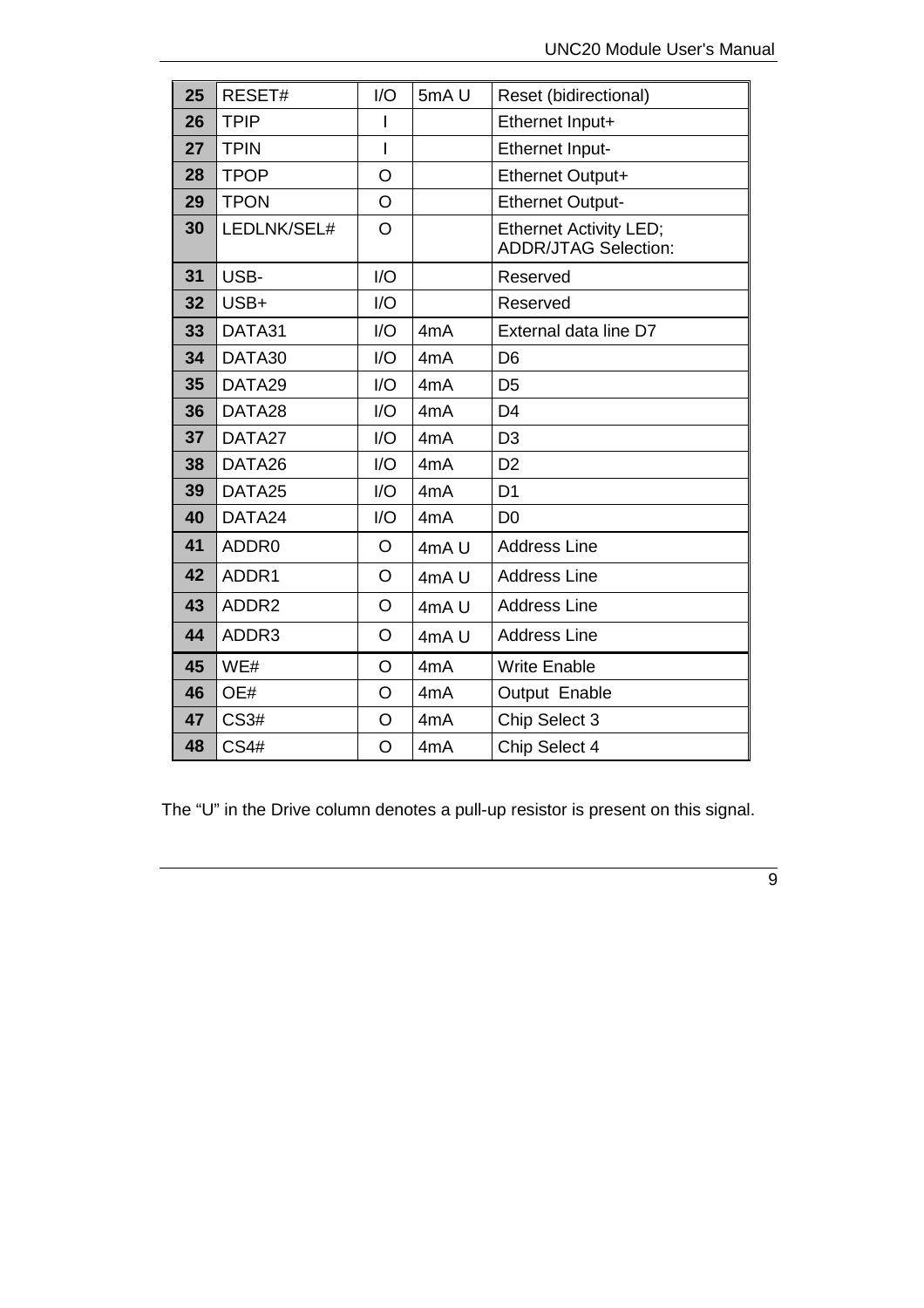| | | | | |
|---|---|---|---|---|
| **25** | RESET# | I/O | 5mA U | Reset (bidirectional) |
| **26** | TPIP | I | | Ethernet Input+ |
| **27** | TPIN | I | | Ethernet Input- |
| **28** | TPOP | O | | Ethernet Output+ |
| **29** | TPON | O | | Ethernet Output- |
| **30** | LEDLNK/SEL# | O | | Ethernet Activity LED; ADDR/JTAG Selection: |
| **31** | USB- | I/O | | Reserved |
| **32** | USB+ | I/O | | Reserved |
| **33** | DATA31 | I/O | 4mA | External data line D7 |
| **34** | DATA30 | I/O | 4mA | D6 |
| **35** | DATA29 | I/O | 4mA | D5 |
| **36** | DATA28 | I/O | 4mA | D4 |
| **37** | DATA27 | I/O | 4mA | D3 |
| **38** | DATA26 | I/O | 4mA | D2 |
| **39** | DATA25 | I/O | 4mA | D1 |
| **40** | DATA24 | I/O | 4mA | D0 |
| **41** | ADDR0 | O | 4mA U | Address Line |
| **42** | ADDR1 | O | 4mA U | Address Line |
| **43** | ADDR2 | O | 4mA U | Address Line |
| **44** | ADDR3 | O | 4mA U | Address Line |
| **45** | WE# | O | 4mA | Write Enable |
| **46** | OE# | O | 4mA | Output Enable |
| **47** | CS3# | O | 4mA | Chip Select 3 |
| **48** | CS4# | O | 4mA | Chip Select 4 |

The “U” in the Drive column denotes a pull-up resistor is present on this signal.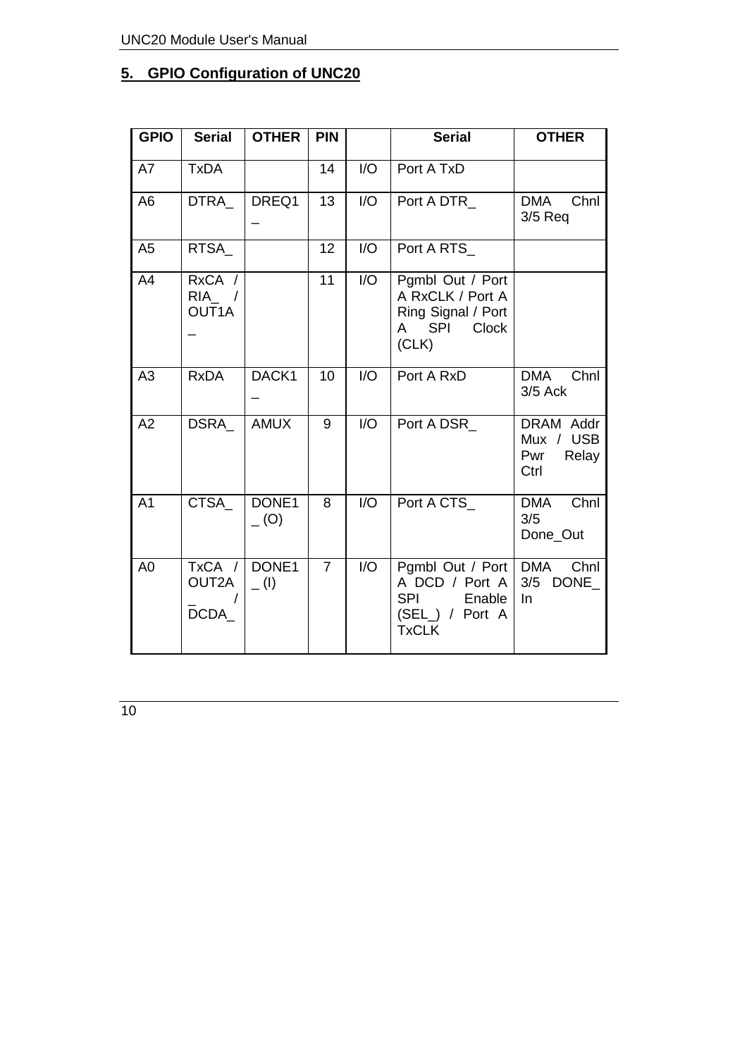## 5. GPIO Configuration of UNC20

| GPIO | Serial | OTHER | PIN | | Serial | OTHER |
|---|---|---|---|---|---|---|
| A7 | TxDA | | 14 | I/O | Port A TxD | |
| A6 | DTRA_ | DREQ1_ | 13 | I/O | Port A DTR_ | DMA Chnl 3/5 Req |
| A5 | RTSA_ | | 12 | I/O | Port A RTS_ | |
| A4 | RxCA / RIA_ / OUT1A_ | | 11 | I/O | Pgmbl Out / Port A RxCLK / Port A Ring Signal / Port A SPI Clock (CLK) | |
| A3 | RxDA | DACK1_ | 10 | I/O | Port A RxD | DMA Chnl 3/5 Ack |
| A2 | DSRA_ | AMUX | 9 | I/O | Port A DSR_ | DRAM Addr Mux / USB Pwr Relay Ctrl |
| A1 | CTSA_ | DONE1_ (O) | 8 | I/O | Port A CTS_ | DMA Chnl 3/5 Done_Out |
| A0 | TxCA / OUT2A_ / DCDA_ | DONE1_ (I) | 7 | I/O | Pgmbl Out / Port A DCD / Port A SPI Enable (SEL_) / Port A TxCLK | DMA Chnl 3/5 DONE_In |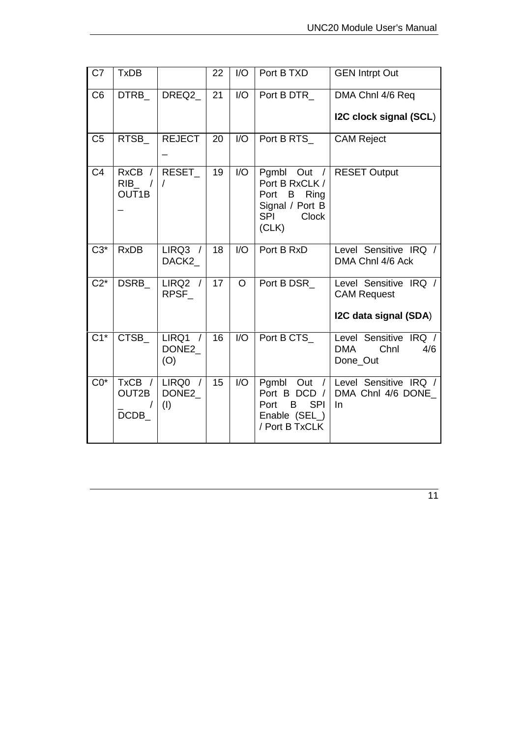| C7 | TxDB | | 22 | I/O | Port B TXD | GEN Intrpt Out |
|---|---|---|---|---|---|---|
| C6 | DTRB_ | DREQ2_ | 21 | I/O | Port B DTR_ | DMA Chnl 4/6 Req<br><br>**I2C clock signal (SCL**) |
| C5 | RTSB_ | REJECT_ | 20 | I/O | Port B RTS_ | CAM Reject |
| C4 | RxCB / RIB_ / OUT1B_ | RESET_ / | 19 | I/O | Pgmbl Out / Port B RxCLK / Port B Ring Signal / Port B SPI Clock (CLK) | RESET Output |
| C3* | RxDB | LIRQ3 / DACK2_ | 18 | I/O | Port B RxD | Level Sensitive IRQ / DMA Chnl 4/6 Ack |
| C2* | DSRB_ | LIRQ2 / RPSF_ | 17 | O | Port B DSR_ | Level Sensitive IRQ / CAM Request<br><br>**I2C data signal (SDA**) |
| C1* | CTSB_ | LIRQ1 / DONE2_ (O) | 16 | I/O | Port B CTS_ | Level Sensitive IRQ / DMA Chnl 4/6 Done_Out |
| C0* | TxCB / OUT2B_ / DCDB_ | LIRQ0 / DONE2_ (I) | 15 | I/O | Pgmbl Out / Port B DCD / Port B SPI Enable (SEL_) / Port B TxCLK | Level Sensitive IRQ / DMA Chnl 4/6 DONE_ In |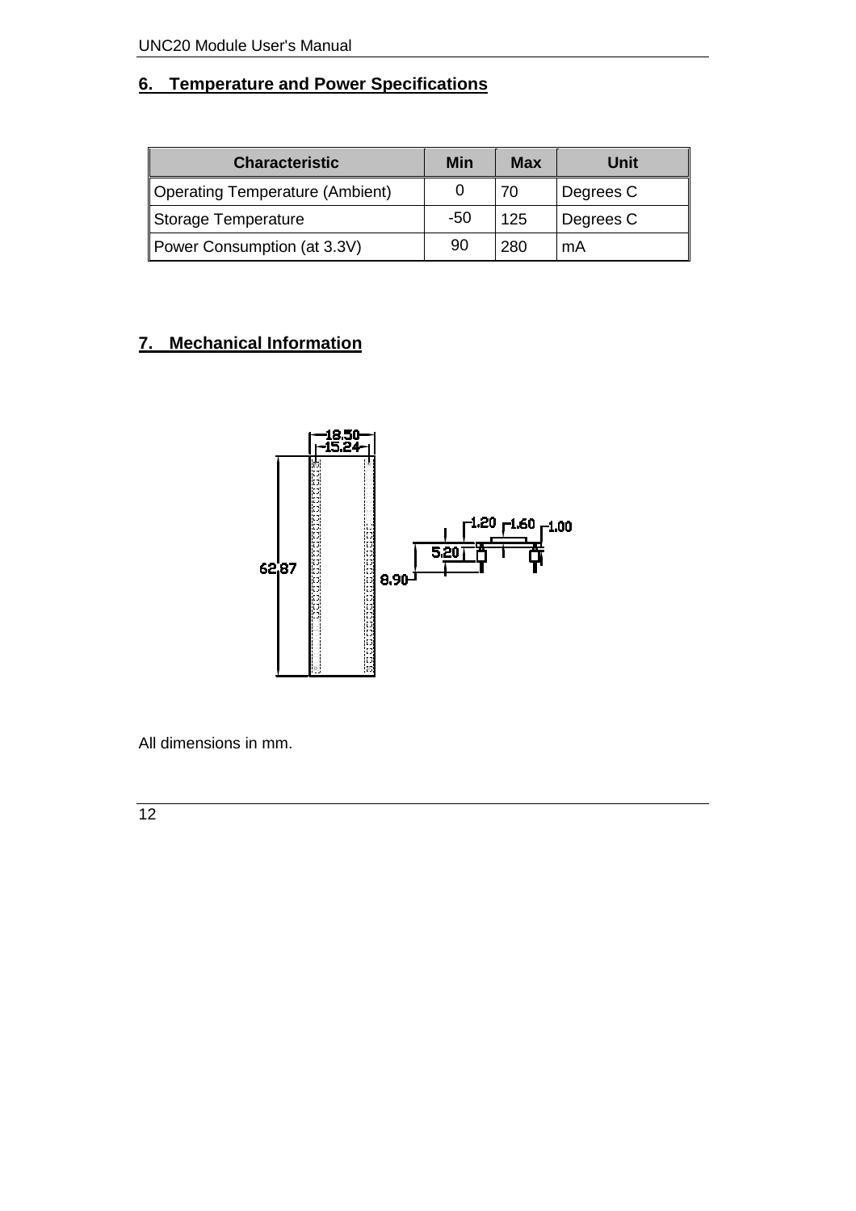## 6. Temperature and Power Specifications

| Characteristic | Min | Max | Unit |
|---|---|---|---|
| Operating Temperature (Ambient) | 0 | 70 | Degrees C |
| Storage Temperature | -50 | 125 | Degrees C |
| Power Consumption (at 3.3V) | 90 | 280 | mA |

## 7. Mechanical Information

18.50
15.24
62.87
8.90
5.20
1.20
1.60
1.00

All dimensions in mm.